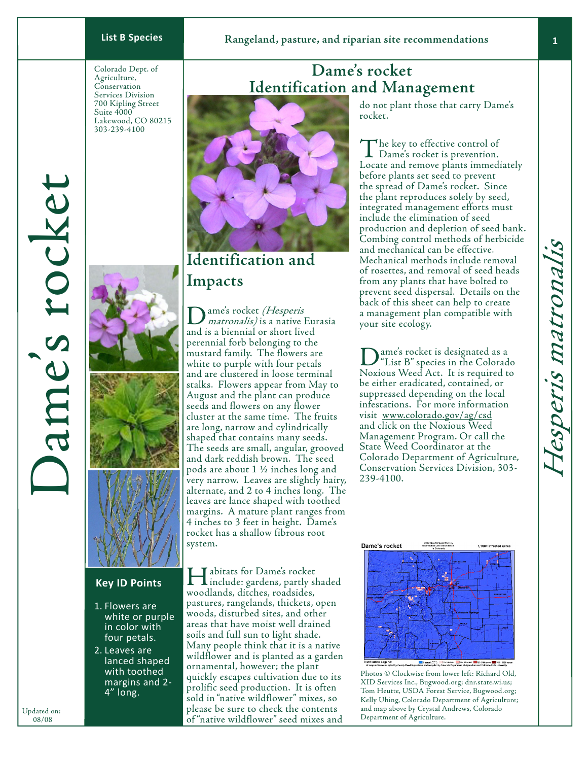**List B Species**

**Rangeland, pasture, and riparian site recommendations**

Colorado Dept. of Agriculture, Conservation Services Division
700 Kipling Street
Suite 4000
Lakewood, CO 80215
303-239-4100

# Dame's rocket

*Hesperis matronalis*

# Dame's rocket Identification and Management

## Identification and Impacts

Dame's rocket *(Hesperis matronalis)* is a native Eurasia and is a biennial or short lived perennial forb belonging to the mustard family. The flowers are white to purple with four petals and are clustered in loose terminal stalks. Flowers appear from May to August and the plant can produce seeds and flowers on any flower cluster at the same time. The fruits are long, narrow and cylindrically shaped that contains many seeds. The seeds are small, angular, grooved and dark reddish brown. The seed pods are about 1 ½ inches long and very narrow. Leaves are slightly hairy, alternate, and 2 to 4 inches long. The leaves are lance shaped with toothed margins. A mature plant ranges from 4 inches to 3 feet in height. Dame's rocket has a shallow fibrous root system.

Habitats for Dame's rocket include: gardens, partly shaded woodlands, ditches, roadsides, pastures, rangelands, thickets, open woods, disturbed sites, and other areas that have moist well drained soils and full sun to light shade. Many people think that it is a native wildflower and is planted as a garden ornamental, however; the plant quickly escapes cultivation due to its prolific seed production. It is often sold in "native wildflower" mixes, so please be sure to check the contents of "native wildflower" seed mixes and do not plant those that carry Dame's rocket.

The key to effective control of Dame's rocket is prevention. Locate and remove plants immediately before plants set seed to prevent the spread of Dame's rocket. Since the plant reproduces solely by seed, integrated management efforts must include the elimination of seed production and depletion of seed bank. Combing control methods of herbicide and mechanical can be effective. Mechanical methods include removal of rosettes, and removal of seed heads from any plants that have bolted to prevent seed dispersal. Details on the back of this sheet can help to create a management plan compatible with your site ecology.

Dame's rocket is designated as a "List B" species in the Colorado Noxious Weed Act. It is required to be either eradicated, contained, or suppressed depending on the local infestations. For more information visit www.colorado.gov/ag/csd and click on the Noxious Weed Management Program. Or call the State Weed Coordinator at the Colorado Department of Agriculture, Conservation Services Division, 303-239-4100.

### Key ID Points

1. Flowers are white or purple in color with four petals.
2. Leaves are lanced shaped with toothed margins and 2-4" long.

Photos © Clockwise from lower left: Richard Old, XID Services Inc., Bugwood.org; dnr.state.wi.us; Tom Heutte, USDA Forest Service, Bugwood.org; Kelly Uhing, Colorado Department of Agriculture; and map above by Crystal Andrews, Colorado Department of Agriculture.

Updated on: 08/08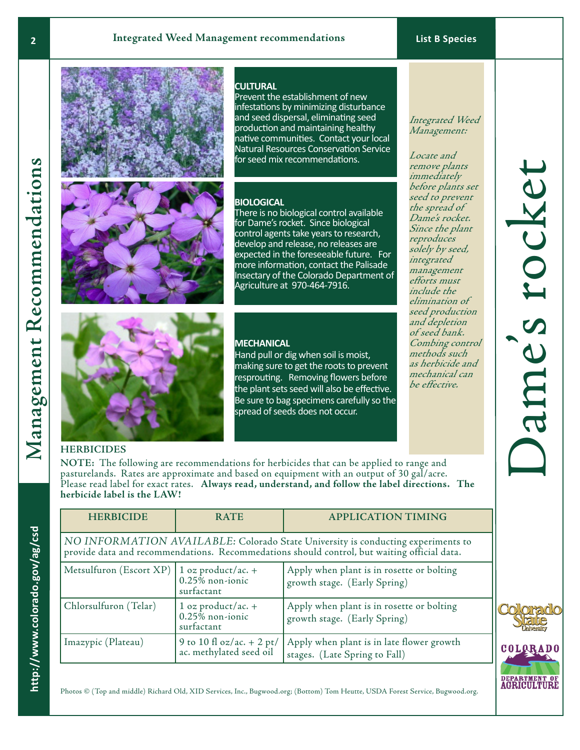# Dame's rocket

## Integrated Weed Management recommendations

**List B Species**

### CULTURAL

Prevent the establishment of new infestations by minimizing disturbance and seed dispersal, eliminating seed production and maintaining healthy native communities. Contact your local Natural Resources Conservation Service for seed mix recommendations.

### BIOLOGICAL

There is no biological control available for Dame's rocket. Since biological control agents take years to research, develop and release, no releases are expected in the foreseeable future. For more information, contact the Palisade Insectary of the Colorado Department of Agriculture at 970-464-7916.

### MECHANICAL

Hand pull or dig when soil is moist, making sure to get the roots to prevent resprouting. Removing flowers before the plant sets seed will also be effective. Be sure to bag specimens carefully so the spread of seeds does not occur.

*Integrated Weed Management:*

*Locate and remove plants immediately before plants set seed to prevent the spread of Dame's rocket. Since the plant reproduces solely by seed, integrated management efforts must include the elimination of seed production and depletion of seed bank. Combing control methods such as herbicide and mechanical can be effective.*

### HERBICIDES

**NOTE:** The following are recommendations for herbicides that can be applied to range and pasturelands. Rates are approximate and based on equipment with an output of 30 gal/acre. Please read label for exact rates. **Always read, understand, and follow the label directions. The herbicide label is the LAW!**

| HERBICIDE | RATE | APPLICATION TIMING |
|---|---|---|
| *NO INFORMATION AVAILABLE:* Colorado State University is conducting experiments to provide data and recommendations. Recommedations should control, but waiting official data. | | |
| Metsulfuron (Escort XP) | 1 oz product/ac. + 0.25% non-ionic surfactant | Apply when plant is in rosette or bolting growth stage. (Early Spring) |
| Chlorsulfuron (Telar) | 1 oz product/ac. + 0.25% non-ionic surfactant | Apply when plant is in rosette or bolting growth stage. (Early Spring) |
| Imazypic (Plateau) | 9 to 10 fl oz/ac. + 2 pt/ac. methylated seed oil | Apply when plant is in late flower growth stages. (Late Spring to Fall) |

Photos © (Top and middle) Richard Old, XID Services, Inc., Bugwood.org; (Bottom) Tom Heutte, USDA Forest Service, Bugwood.org.

Management Recommendations

http://www.colorado.gov/ag/csd